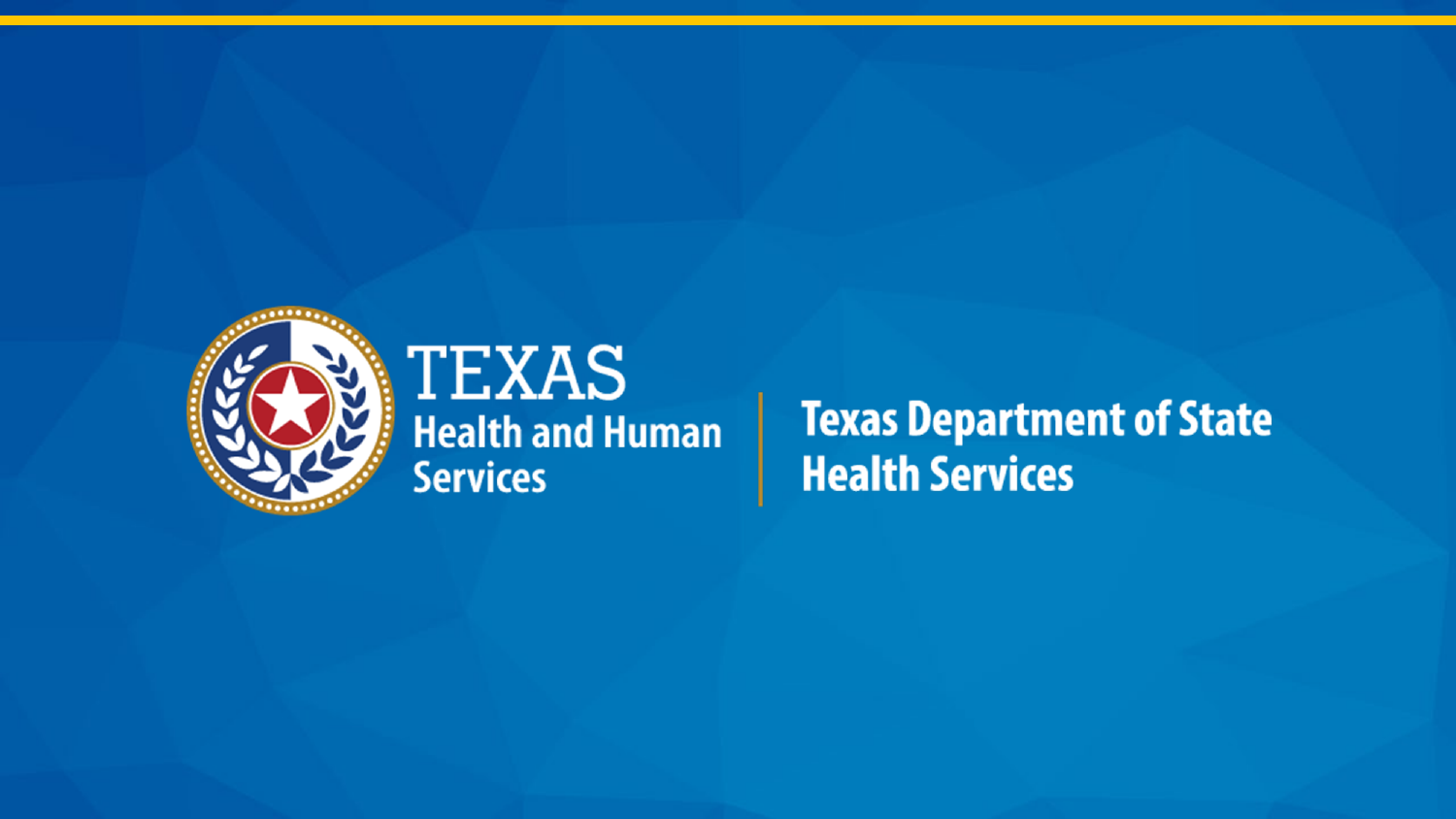TEXAS

Health and Human Services

Texas Department of State Health Services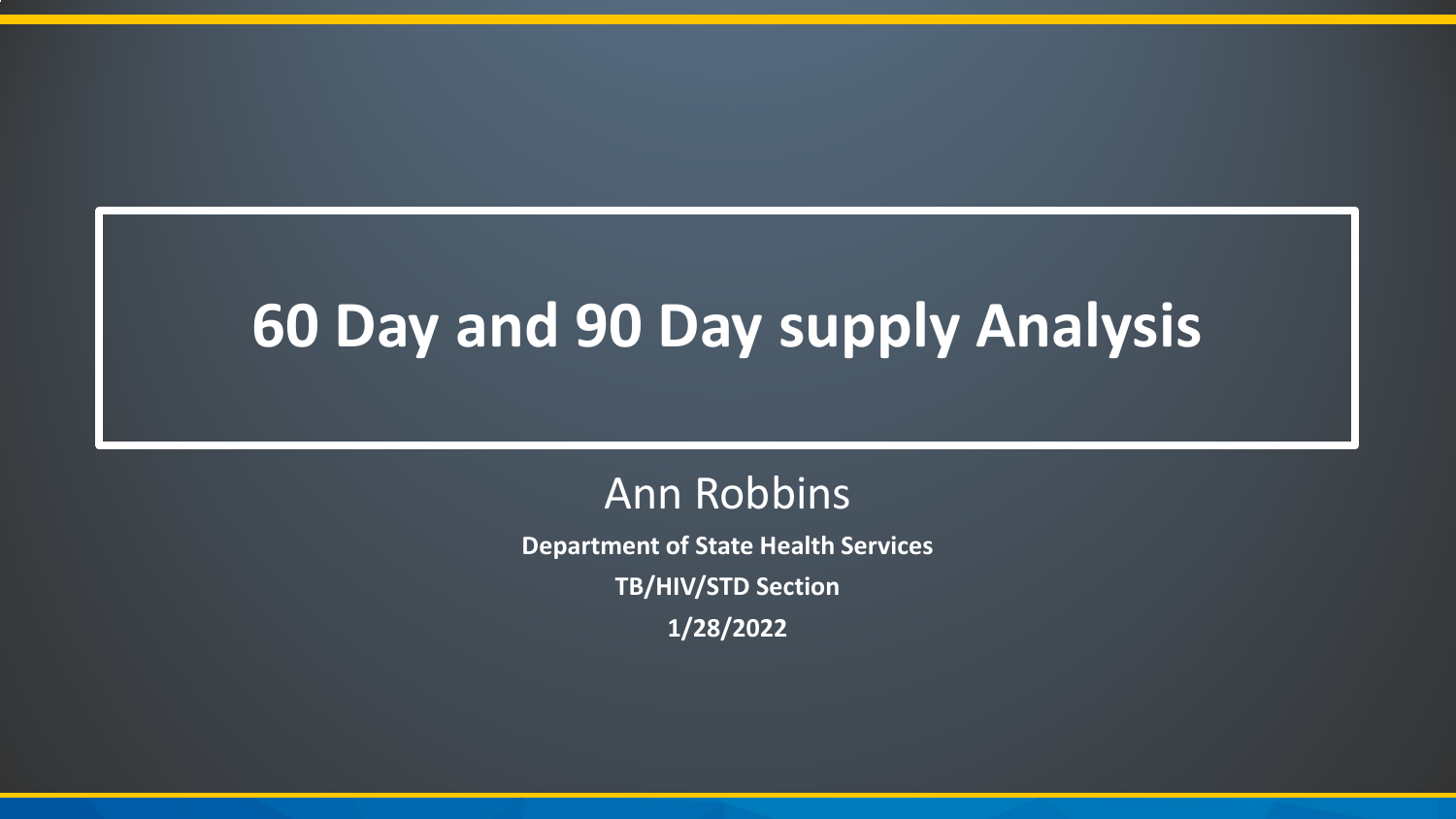# 60 Day and 90 Day supply Analysis

Ann Robbins

**Department of State Health Services**

**TB/HIV/STD Section**

**1/28/2022**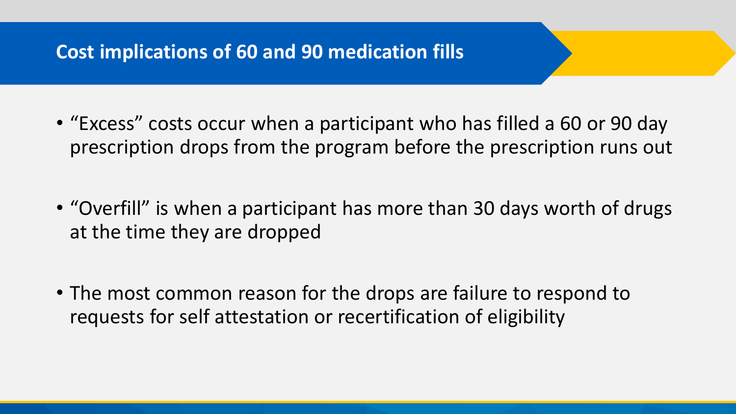# Cost implications of 60 and 90 medication fills

- "Excess" costs occur when a participant who has filled a 60 or 90 day prescription drops from the program before the prescription runs out
- "Overfill" is when a participant has more than 30 days worth of drugs at the time they are dropped
- The most common reason for the drops are failure to respond to requests for self attestation or recertification of eligibility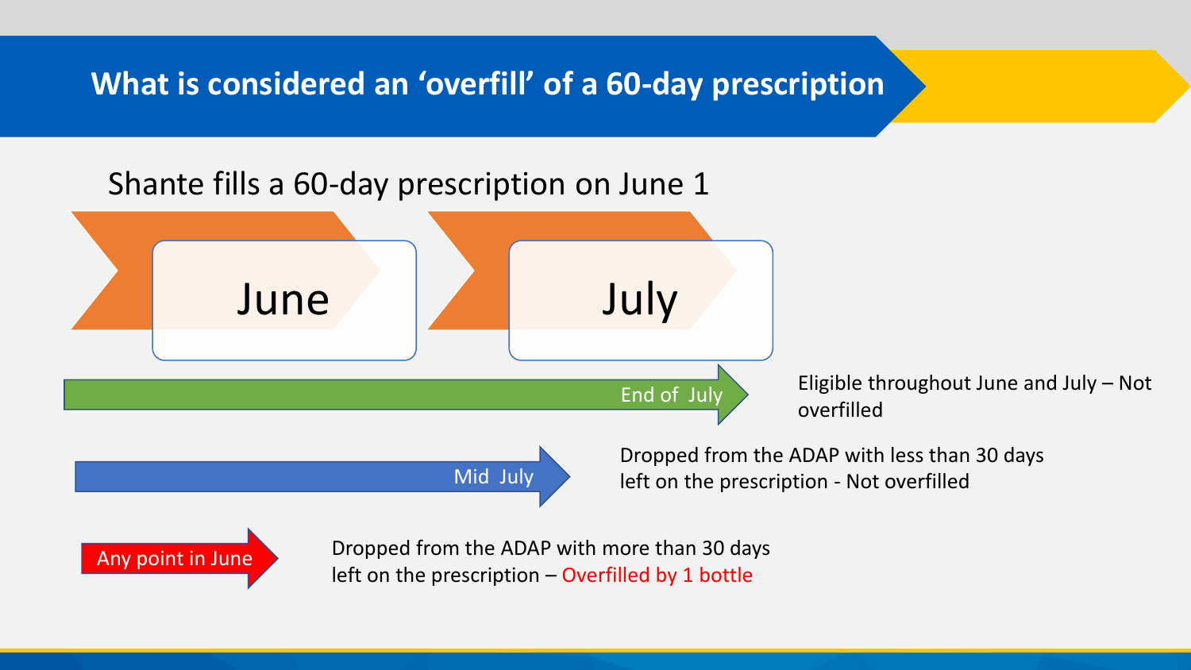# What is considered an 'overfill' of a 60-day prescription

Shante fills a 60-day prescription on June 1

June

July

End of July — Eligible throughout June and July – Not overfilled

Mid July — Dropped from the ADAP with less than 30 days left on the prescription - Not overfilled

Any point in June — Dropped from the ADAP with more than 30 days left on the prescription – Overfilled by 1 bottle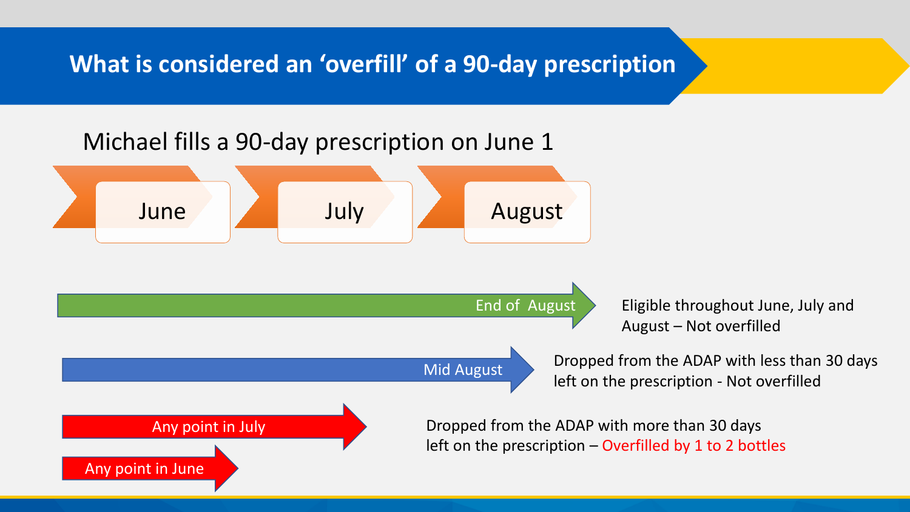# What is considered an 'overfill' of a 90-day prescription

Michael fills a 90-day prescription on June 1

June → July → August

- **End of August**: Eligible throughout June, July and August – Not overfilled
- **Mid August**: Dropped from the ADAP with less than 30 days left on the prescription - Not overfilled
- **Any point in July** / **Any point in June**: Dropped from the ADAP with more than 30 days left on the prescription – Overfilled by 1 to 2 bottles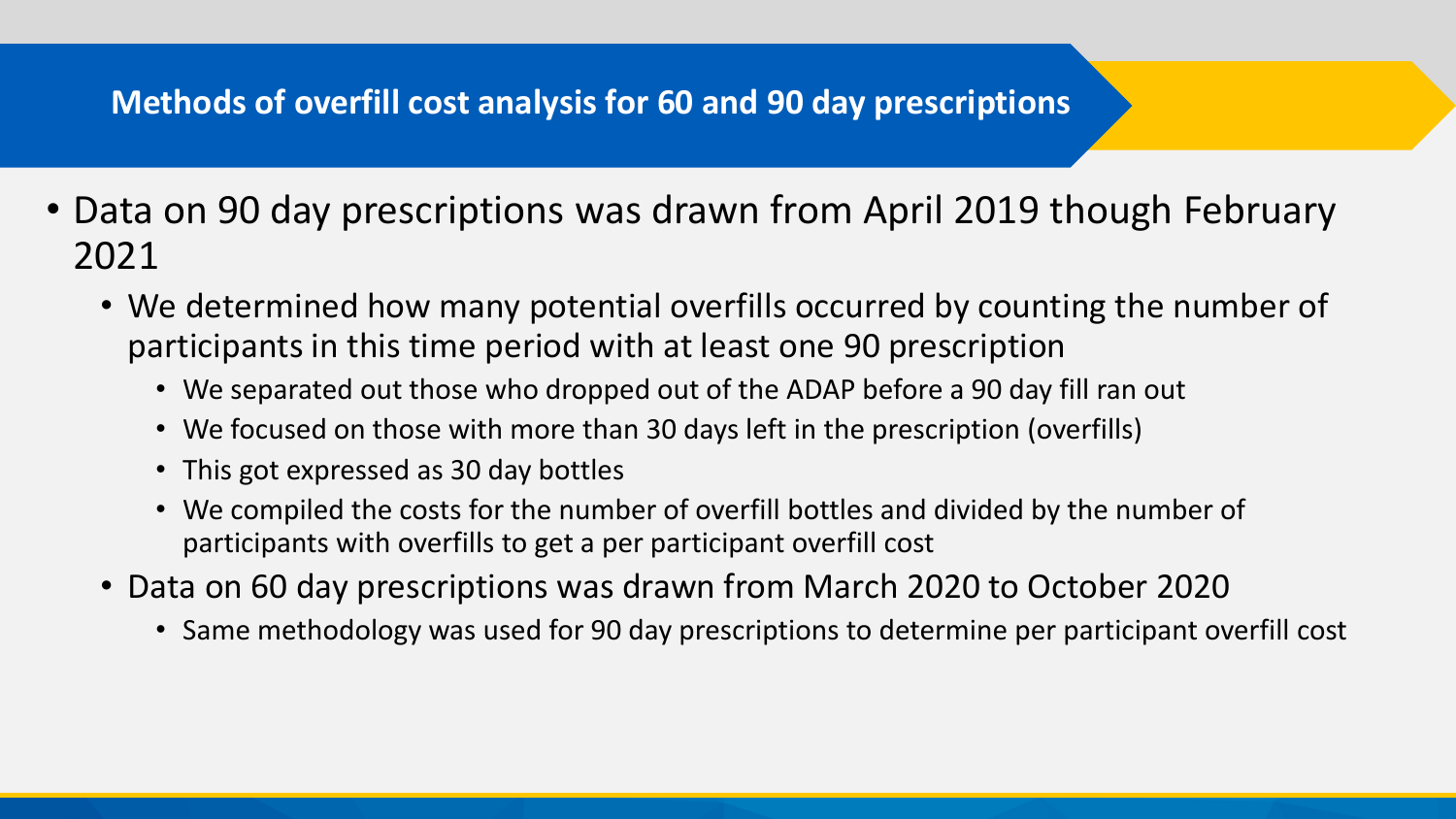# Methods of overfill cost analysis for 60 and 90 day prescriptions

- Data on 90 day prescriptions was drawn from April 2019 though February 2021
  - We determined how many potential overfills occurred by counting the number of participants in this time period with at least one 90 prescription
    - We separated out those who dropped out of the ADAP before a 90 day fill ran out
    - We focused on those with more than 30 days left in the prescription (overfills)
    - This got expressed as 30 day bottles
    - We compiled the costs for the number of overfill bottles and divided by the number of participants with overfills to get a per participant overfill cost
  - Data on 60 day prescriptions was drawn from March 2020 to October 2020
    - Same methodology was used for 90 day prescriptions to determine per participant overfill cost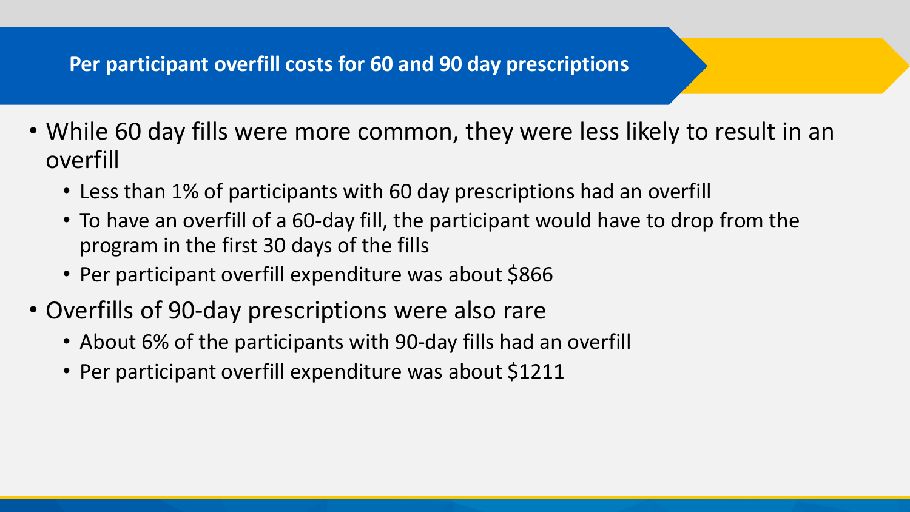## Per participant overfill costs for 60 and 90 day prescriptions

- While 60 day fills were more common, they were less likely to result in an overfill
  - Less than 1% of participants with 60 day prescriptions had an overfill
  - To have an overfill of a 60-day fill, the participant would have to drop from the program in the first 30 days of the fills
  - Per participant overfill expenditure was about $866
- Overfills of 90-day prescriptions were also rare
  - About 6% of the participants with 90-day fills had an overfill
  - Per participant overfill expenditure was about $1211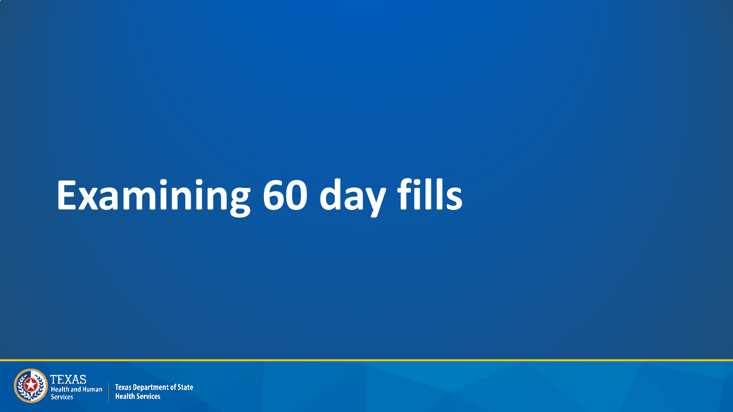# Examining 60 day fills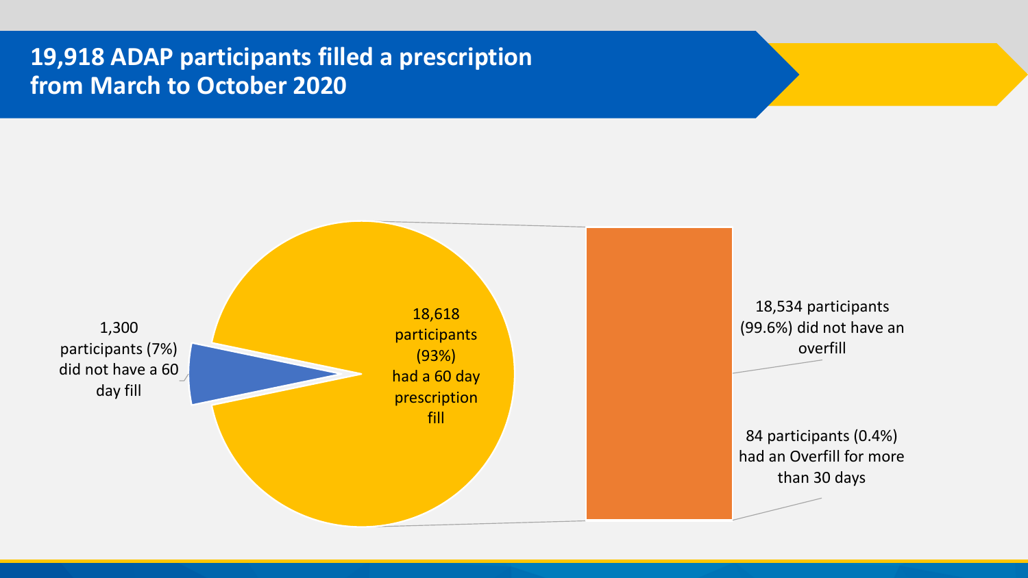# 19,918 ADAP participants filled a prescription from March to October 2020

1,300 participants (7%) did not have a 60 day fill

18,618 participants (93%) had a 60 day prescription fill

18,534 participants (99.6%) did not have an overfill

84 participants (0.4%) had an Overfill for more than 30 days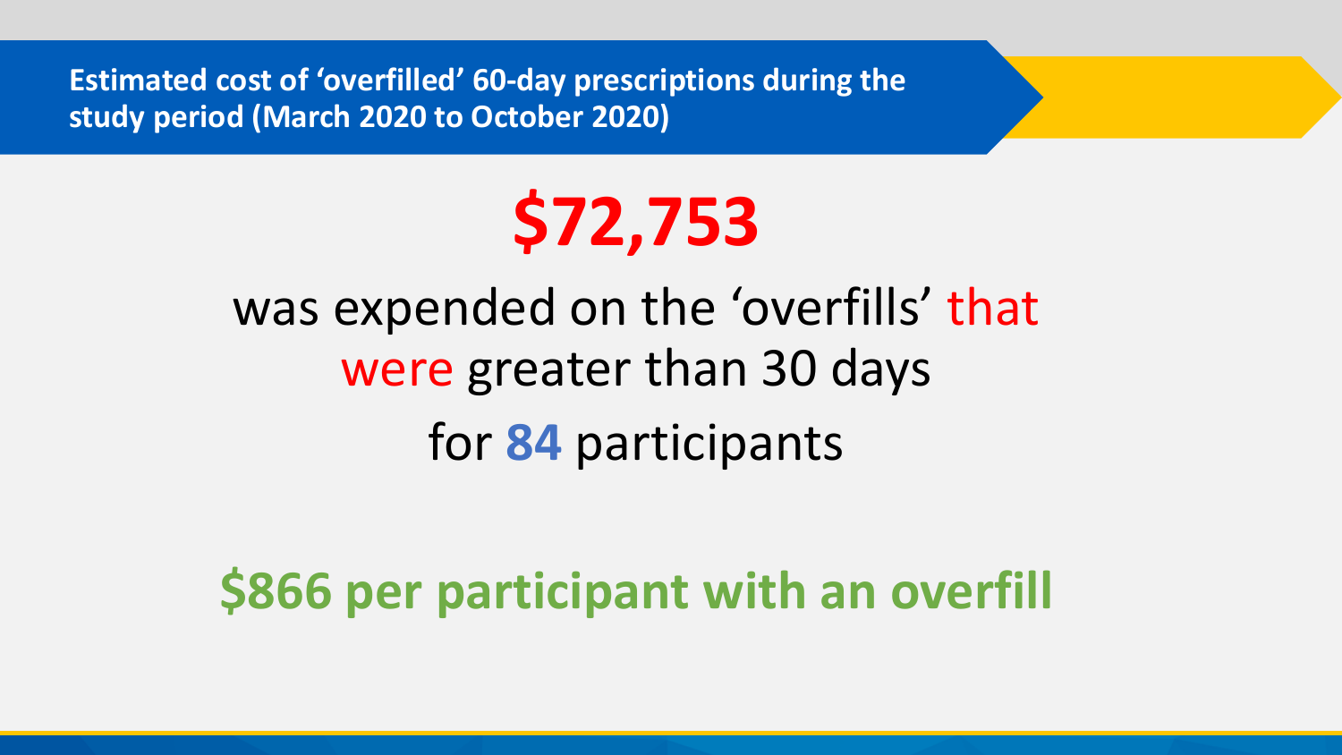## Estimated cost of 'overfilled' 60-day prescriptions during the study period (March 2020 to October 2020)

# $72,753

was expended on the 'overfills' that were greater than 30 days

for **84** participants

**$866 per participant with an overfill**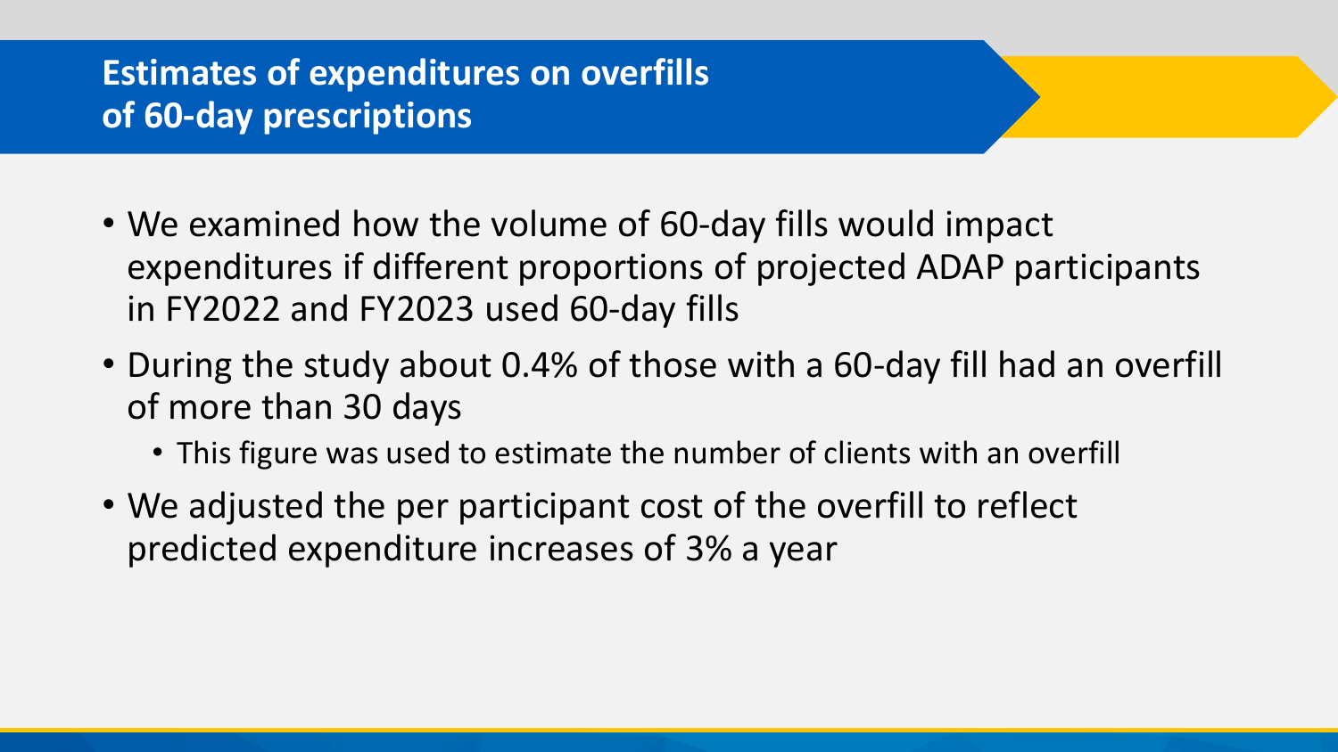# Estimates of expenditures on overfills of 60-day prescriptions

- We examined how the volume of 60-day fills would impact expenditures if different proportions of projected ADAP participants in FY2022 and FY2023 used 60-day fills
- During the study about 0.4% of those with a 60-day fill had an overfill of more than 30 days
  - This figure was used to estimate the number of clients with an overfill
- We adjusted the per participant cost of the overfill to reflect predicted expenditure increases of 3% a year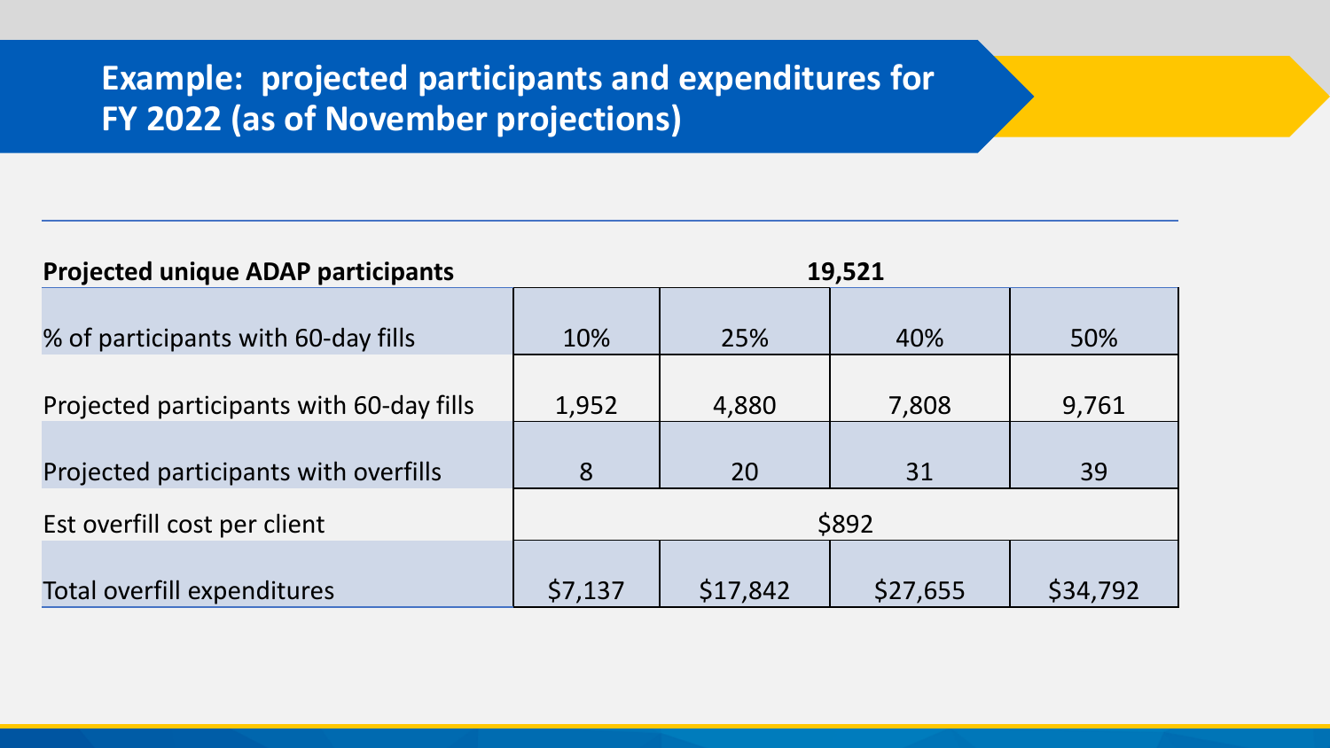# Example: projected participants and expenditures for FY 2022 (as of November projections)

| **Projected unique ADAP participants** | **19,521** | | | |
|---|---|---|---|---|
| % of participants with 60-day fills | 10% | 25% | 40% | 50% |
| Projected participants with 60-day fills | 1,952 | 4,880 | 7,808 | 9,761 |
| Projected participants with overfills | 8 | 20 | 31 | 39 |
| Est overfill cost per client | $892 | | | |
| Total overfill expenditures | $7,137 | $17,842 | $27,655 | $34,792 |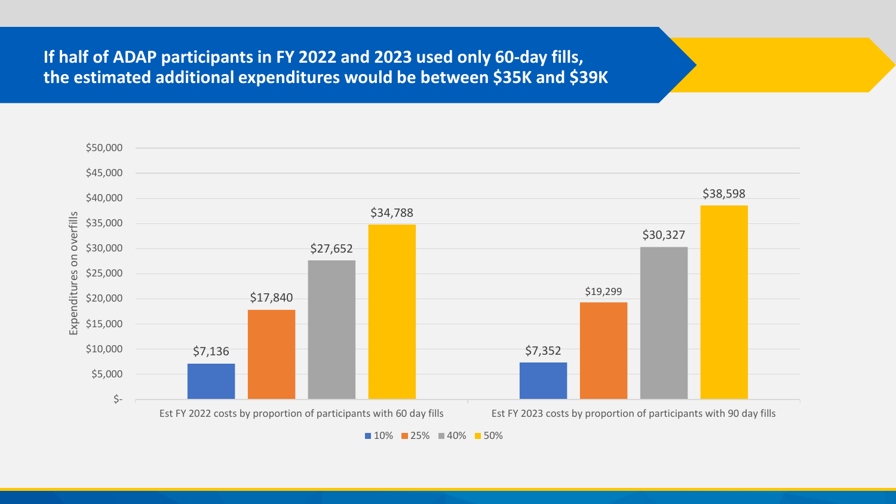# If half of ADAP participants in FY 2022 and 2023 used only 60-day fills, the estimated additional expenditures would be between $35K and $39K

Expenditures on overfills

| | 10% | 25% | 40% | 50% |
|---|---|---|---|---|
| Est FY 2022 costs by proportion of participants with 60 day fills | $7,136 | $17,840 | $27,652 | $34,788 |
| Est FY 2023 costs by proportion of participants with 90 day fills | $7,352 | $19,299 | $30,327 | $38,598 |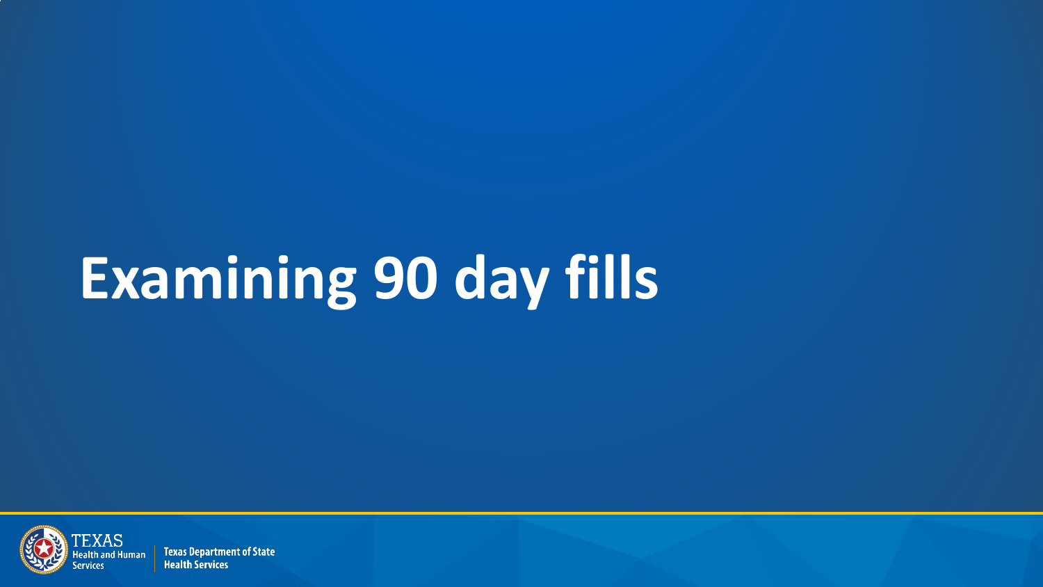# Examining 90 day fills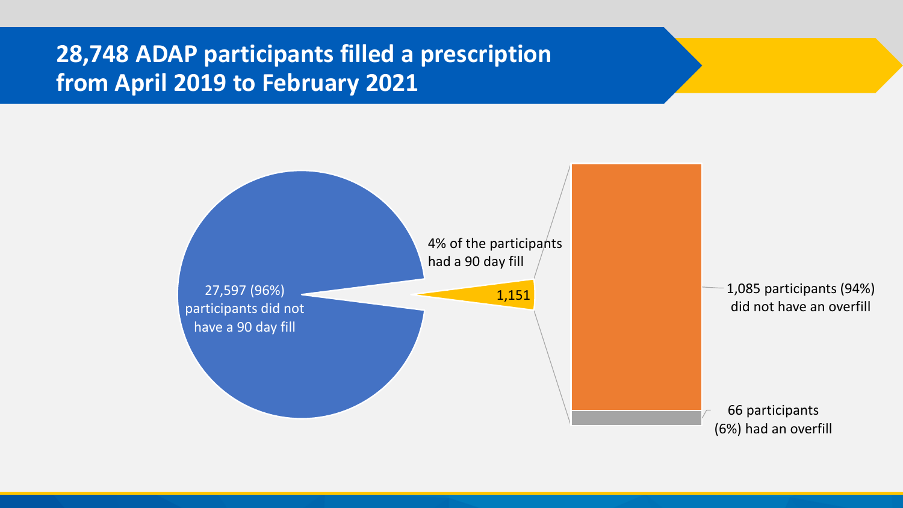# 28,748 ADAP participants filled a prescription from April 2019 to February 2021

27,597 (96%) participants did not have a 90 day fill

4% of the participants had a 90 day fill

1,151

1,085 participants (94%) did not have an overfill

66 participants (6%) had an overfill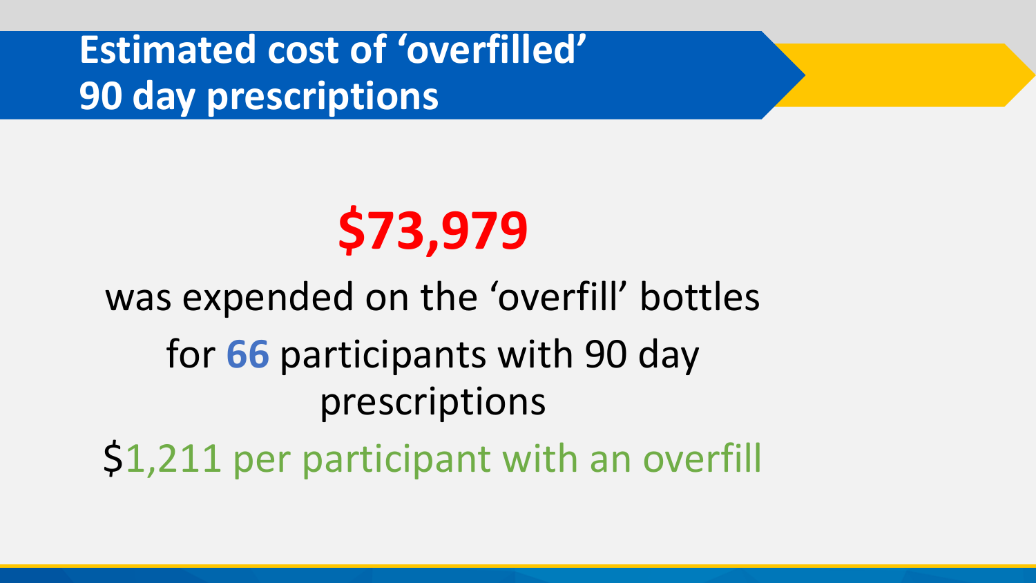# Estimated cost of 'overfilled' 90 day prescriptions

**$73,979**

was expended on the 'overfill' bottles

for **66** participants with 90 day prescriptions

$1,211 per participant with an overfill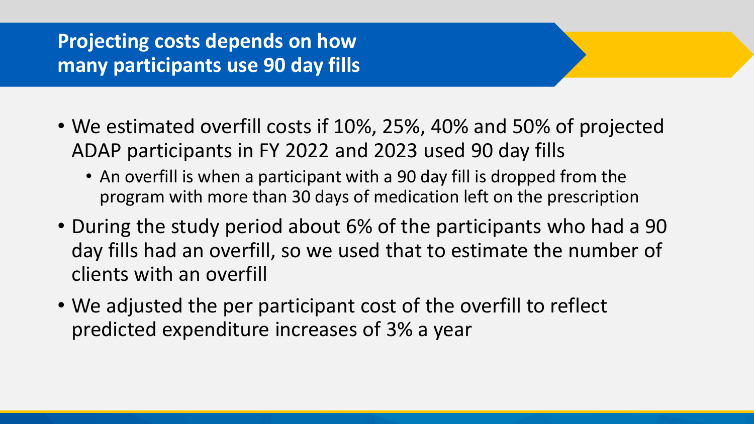## Projecting costs depends on how many participants use 90 day fills

- We estimated overfill costs if 10%, 25%, 40% and 50% of projected ADAP participants in FY 2022 and 2023 used 90 day fills
  - An overfill is when a participant with a 90 day fill is dropped from the program with more than 30 days of medication left on the prescription
- During the study period about 6% of the participants who had a 90 day fills had an overfill, so we used that to estimate the number of clients with an overfill
- We adjusted the per participant cost of the overfill to reflect predicted expenditure increases of 3% a year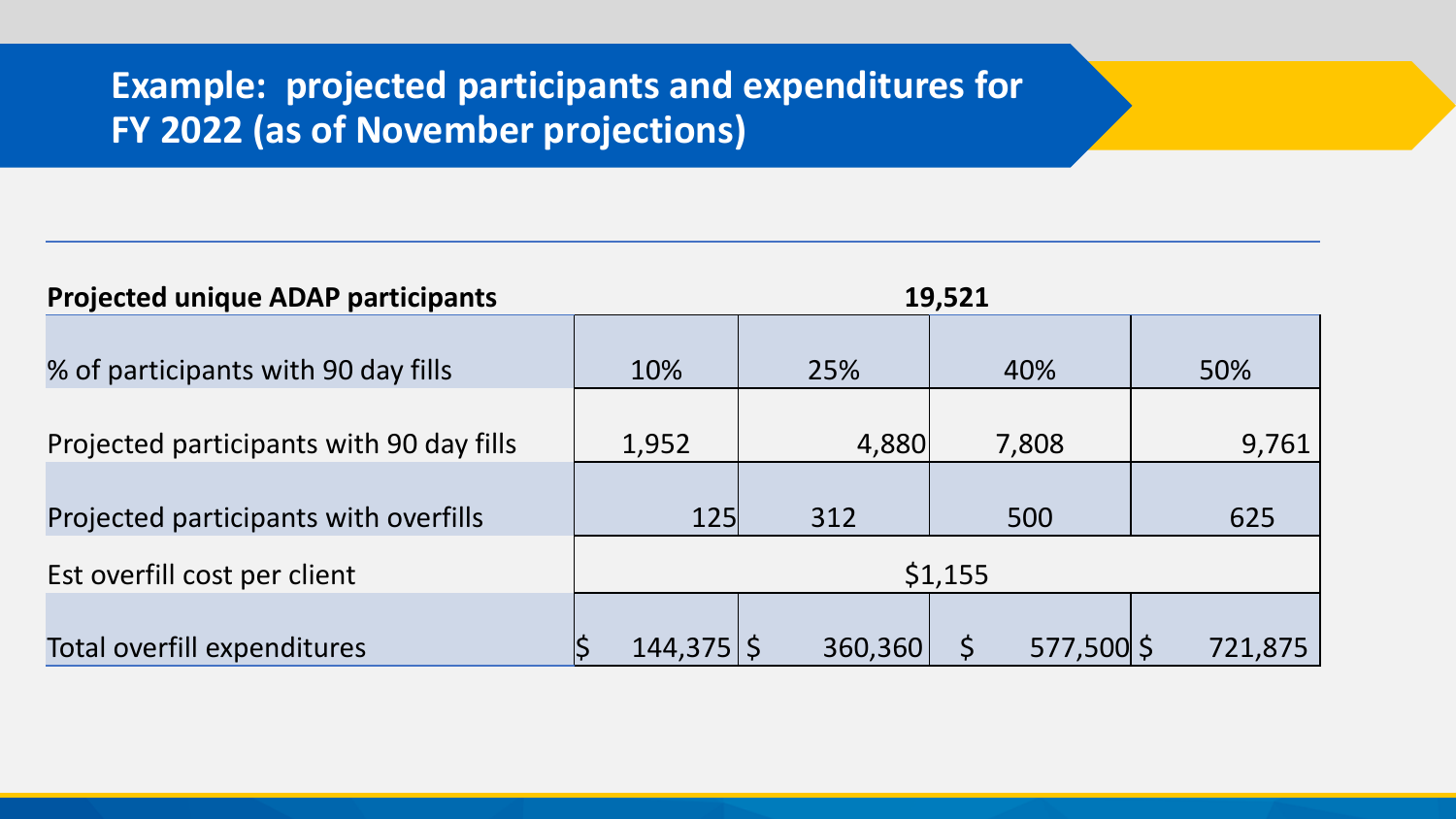# Example: projected participants and expenditures for FY 2022 (as of November projections)

| **Projected unique ADAP participants** | **19,521** | | | |
|---|---|---|---|---|
| % of participants with 90 day fills | 10% | 25% | 40% | 50% |
| Projected participants with 90 day fills | 1,952 | 4,880 | 7,808 | 9,761 |
| Projected participants with overfills | 125 | 312 | 500 | 625 |
| Est overfill cost per client | $1,155 | | | |
| Total overfill expenditures | $ 144,375 | $ 360,360 | $ 577,500 | $ 721,875 |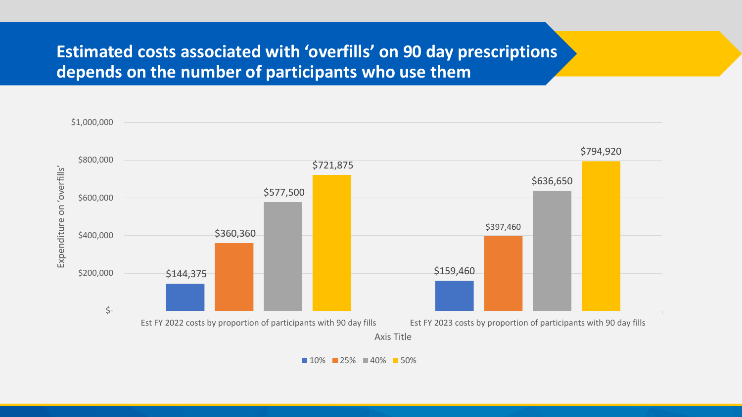# Estimated costs associated with 'overfills' on 90 day prescriptions depends on the number of participants who use them

Expenditure on 'overfills'

$1,000,000

$800,000

$600,000

$400,000

$200,000

$-

$144,375

$360,360

$577,500

$721,875

$159,460

$397,460

$636,650

$794,920

Est FY 2022 costs by proportion of participants with 90 day fills

Est FY 2023 costs by proportion of participants with 90 day fills

Axis Title

10% 25% 40% 50%